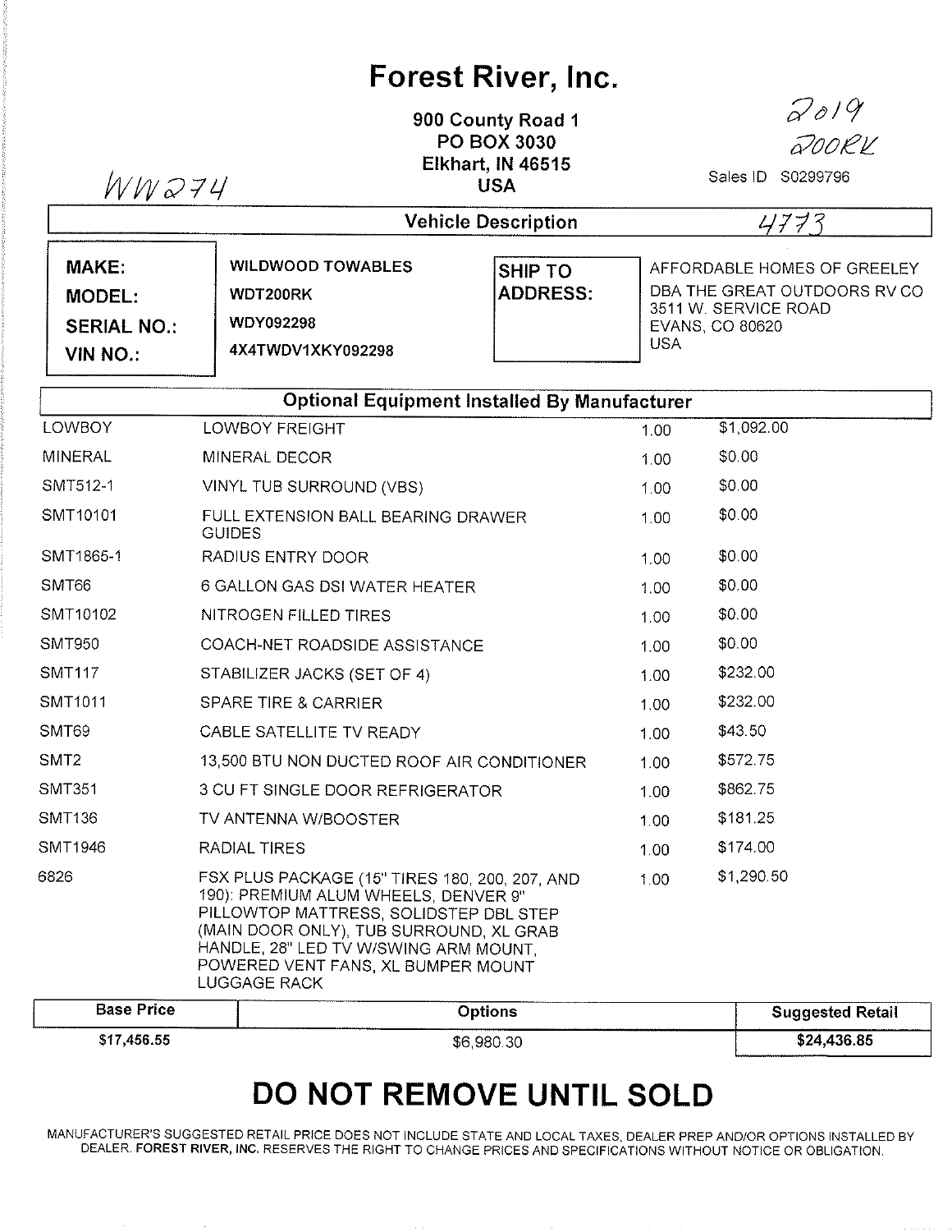# Forest River, Inc.

900 County Road 1
PO BOX 3030
Elkhart, IN 46515
USA

2019
200RK

WW274

Sales ID S0299796

## Vehicle Description

4773

| | | | |
|---|---|---|---|
| MAKE: | WILDWOOD TOWABLES | SHIP TO ADDRESS: | AFFORDABLE HOMES OF GREELEY DBA THE GREAT OUTDOORS RV CO 3511 W. SERVICE ROAD EVANS, CO 80620 USA |
| MODEL: | WDT200RK | | |
| SERIAL NO.: | WDY092298 | | |
| VIN NO.: | 4X4TWDV1XKY092298 | | |

## Optional Equipment Installed By Manufacturer

| | | | |
|---|---|---|---|
| LOWBOY | LOWBOY FREIGHT | 1.00 | $1,092.00 |
| MINERAL | MINERAL DECOR | 1.00 | $0.00 |
| SMT512-1 | VINYL TUB SURROUND (VBS) | 1.00 | $0.00 |
| SMT10101 | FULL EXTENSION BALL BEARING DRAWER GUIDES | 1.00 | $0.00 |
| SMT1865-1 | RADIUS ENTRY DOOR | 1.00 | $0.00 |
| SMT66 | 6 GALLON GAS DSI WATER HEATER | 1.00 | $0.00 |
| SMT10102 | NITROGEN FILLED TIRES | 1.00 | $0.00 |
| SMT950 | COACH-NET ROADSIDE ASSISTANCE | 1.00 | $0.00 |
| SMT117 | STABILIZER JACKS (SET OF 4) | 1.00 | $232.00 |
| SMT1011 | SPARE TIRE & CARRIER | 1.00 | $232.00 |
| SMT69 | CABLE SATELLITE TV READY | 1.00 | $43.50 |
| SMT2 | 13,500 BTU NON DUCTED ROOF AIR CONDITIONER | 1.00 | $572.75 |
| SMT351 | 3 CU FT SINGLE DOOR REFRIGERATOR | 1.00 | $862.75 |
| SMT136 | TV ANTENNA W/BOOSTER | 1.00 | $181.25 |
| SMT1946 | RADIAL TIRES | 1.00 | $174.00 |
| 6826 | FSX PLUS PACKAGE (15" TIRES 180, 200, 207, AND 190): PREMIUM ALUM WHEELS, DENVER 9" PILLOWTOP MATTRESS, SOLIDSTEP DBL STEP (MAIN DOOR ONLY), TUB SURROUND, XL GRAB HANDLE, 28" LED TV W/SWING ARM MOUNT, POWERED VENT FANS, XL BUMPER MOUNT LUGGAGE RACK | 1.00 | $1,290.50 |

| Base Price | Options | Suggested Retail |
|---|---|---|
| $17,456.55 | $6,980.30 | **$24,436.85** |

# DO NOT REMOVE UNTIL SOLD

MANUFACTURER'S SUGGESTED RETAIL PRICE DOES NOT INCLUDE STATE AND LOCAL TAXES, DEALER PREP AND/OR OPTIONS INSTALLED BY DEALER. **FOREST RIVER, INC.** RESERVES THE RIGHT TO CHANGE PRICES AND SPECIFICATIONS WITHOUT NOTICE OR OBLIGATION.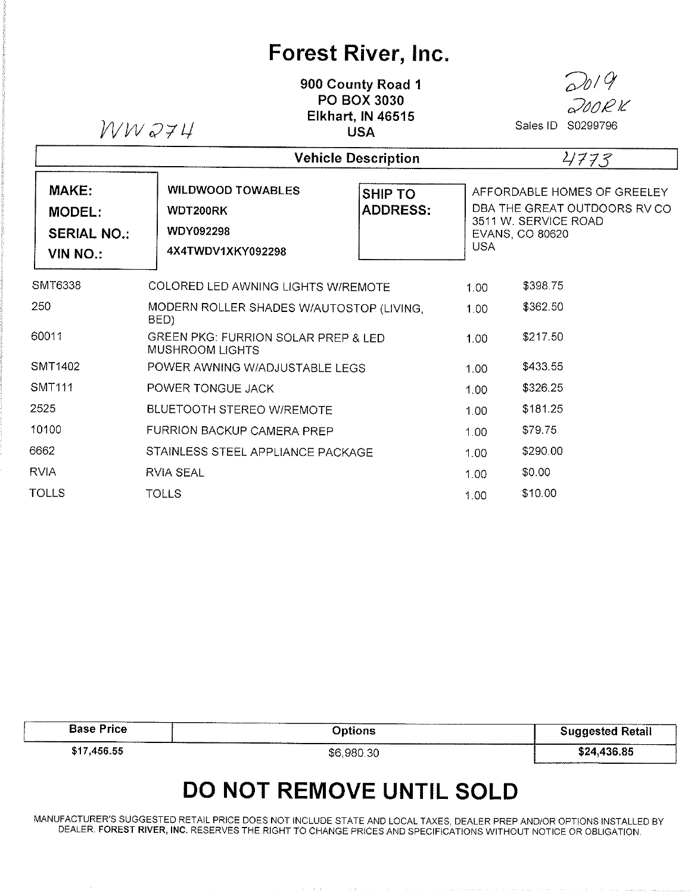# Forest River, Inc.

900 County Road 1
PO BOX 3030
Elkhart, IN 46515
USA

WW274

2019
200RK

Sales ID S0299796

**Vehicle Description** 4773

| | |
|---|---|
| **MAKE:** | WILDWOOD TOWABLES |
| **MODEL:** | WDT200RK |
| **SERIAL NO.:** | WDY092298 |
| **VIN NO.:** | 4X4TWDV1XKY092298 |

**SHIP TO ADDRESS:**
AFFORDABLE HOMES OF GREELEY
DBA THE GREAT OUTDOORS RV CO
3511 W. SERVICE ROAD
EVANS, CO 80620
USA

| | | | |
|---|---|---|---|
| SMT6338 | COLORED LED AWNING LIGHTS W/REMOTE | 1.00 | $398.75 |
| 250 | MODERN ROLLER SHADES W/AUTOSTOP (LIVING, BED) | 1.00 | $362.50 |
| 60011 | GREEN PKG: FURRION SOLAR PREP & LED MUSHROOM LIGHTS | 1.00 | $217.50 |
| SMT1402 | POWER AWNING W/ADJUSTABLE LEGS | 1.00 | $433.55 |
| SMT111 | POWER TONGUE JACK | 1.00 | $326.25 |
| 2525 | BLUETOOTH STEREO W/REMOTE | 1.00 | $181.25 |
| 10100 | FURRION BACKUP CAMERA PREP | 1.00 | $79.75 |
| 6662 | STAINLESS STEEL APPLIANCE PACKAGE | 1.00 | $290.00 |
| RVIA | RVIA SEAL | 1.00 | $0.00 |
| TOLLS | TOLLS | 1.00 | $10.00 |

| Base Price | Options | Suggested Retail |
|---|---|---|
| $17,456.55 | $6,980.30 | **$24,436.85** |

# DO NOT REMOVE UNTIL SOLD

MANUFACTURER'S SUGGESTED RETAIL PRICE DOES NOT INCLUDE STATE AND LOCAL TAXES, DEALER PREP AND/OR OPTIONS INSTALLED BY DEALER. **FOREST RIVER, INC.** RESERVES THE RIGHT TO CHANGE PRICES AND SPECIFICATIONS WITHOUT NOTICE OR OBLIGATION.